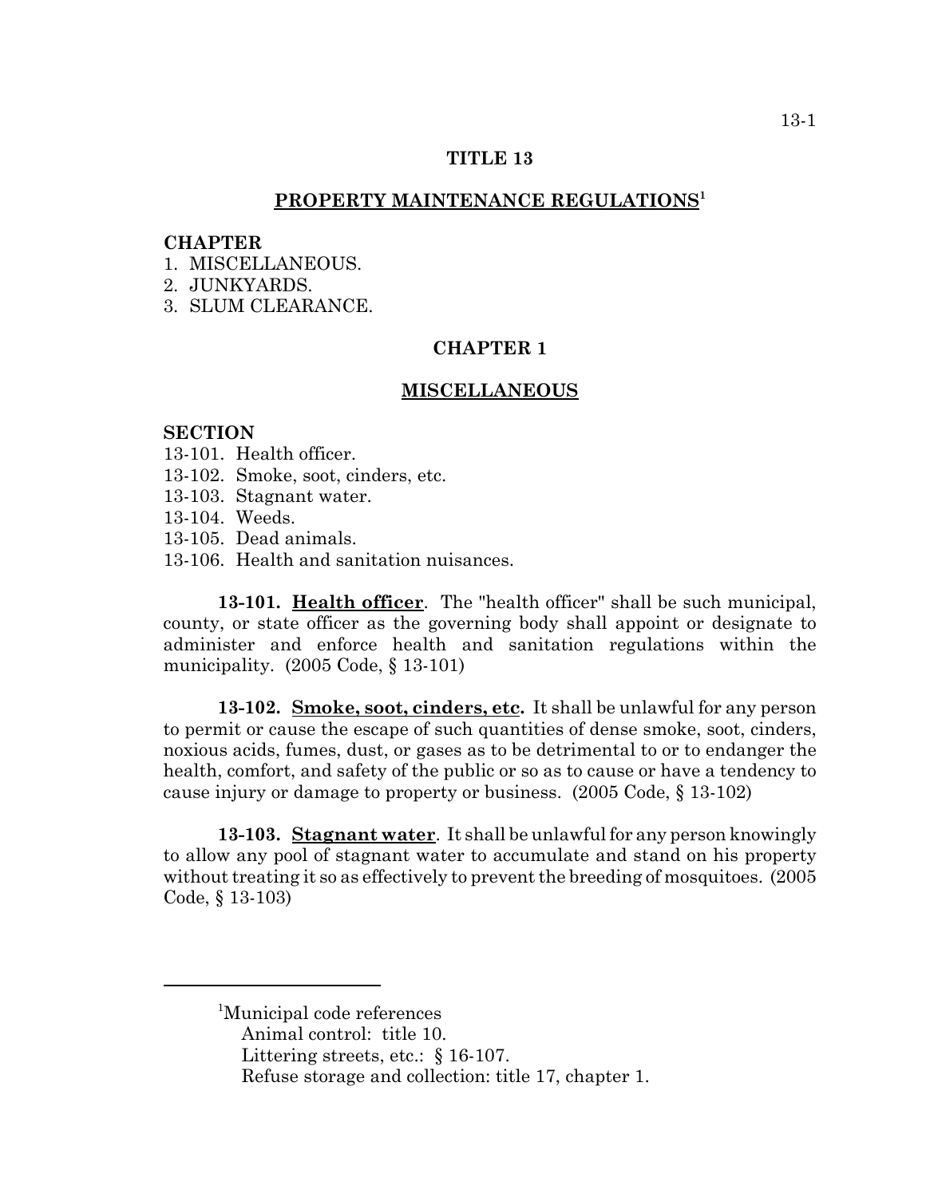# TITLE 13

## PROPERTY MAINTENANCE REGULATIONS[1]

**CHAPTER**
1. MISCELLANEOUS.
2. JUNKYARDS.
3. SLUM CLEARANCE.

## CHAPTER 1

## MISCELLANEOUS

**SECTION**
13-101. Health officer.
13-102. Smoke, soot, cinders, etc.
13-103. Stagnant water.
13-104. Weeds.
13-105. Dead animals.
13-106. Health and sanitation nuisances.

**13-101. Health officer**. The "health officer" shall be such municipal, county, or state officer as the governing body shall appoint or designate to administer and enforce health and sanitation regulations within the municipality. (2005 Code, § 13-101)

**13-102. Smoke, soot, cinders, etc.** It shall be unlawful for any person to permit or cause the escape of such quantities of dense smoke, soot, cinders, noxious acids, fumes, dust, or gases as to be detrimental to or to endanger the health, comfort, and safety of the public or so as to cause or have a tendency to cause injury or damage to property or business. (2005 Code, § 13-102)

**13-103. Stagnant water**. It shall be unlawful for any person knowingly to allow any pool of stagnant water to accumulate and stand on his property without treating it so as effectively to prevent the breeding of mosquitoes. (2005 Code, § 13-103)

---

[1]Municipal code references
Animal control: title 10.
Littering streets, etc.: § 16-107.
Refuse storage and collection: title 17, chapter 1.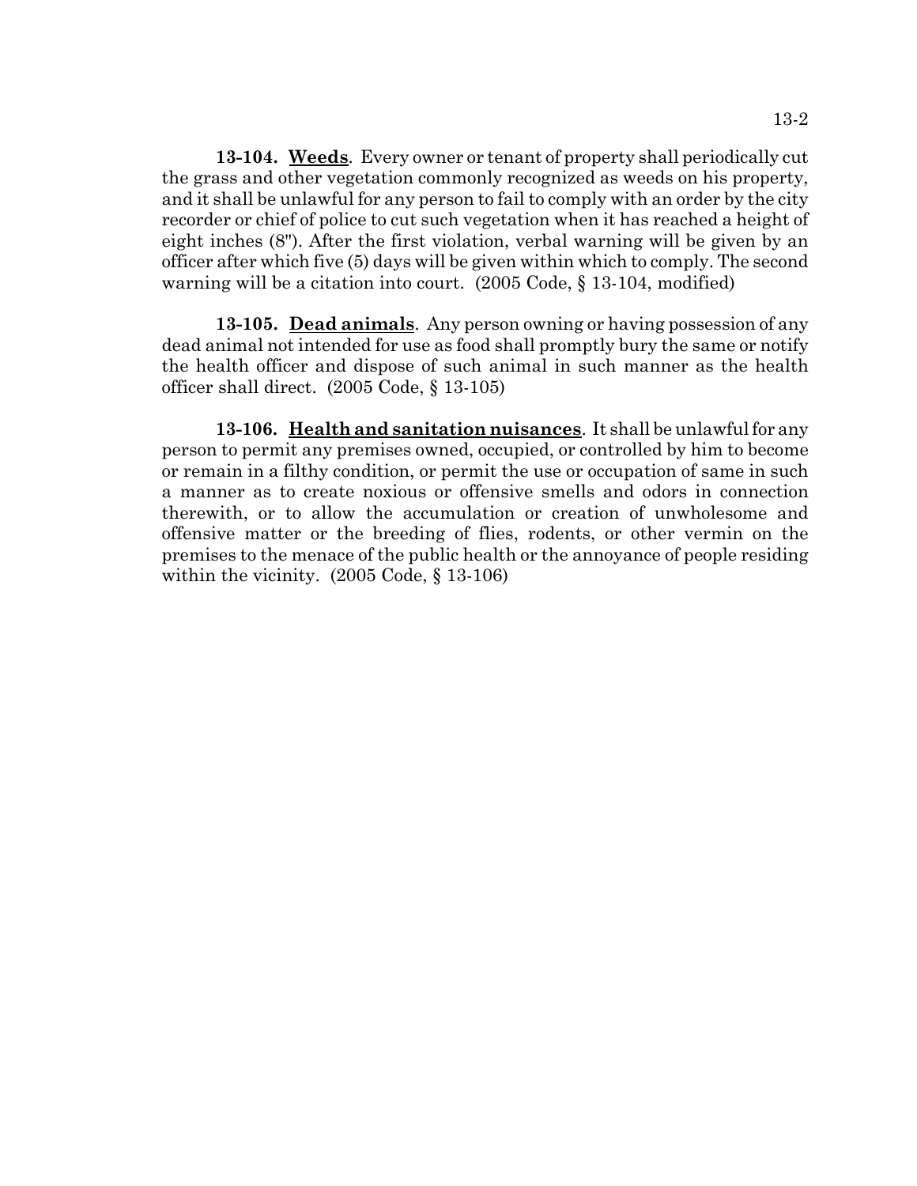**13-104. <u>Weeds</u>**. Every owner or tenant of property shall periodically cut the grass and other vegetation commonly recognized as weeds on his property, and it shall be unlawful for any person to fail to comply with an order by the city recorder or chief of police to cut such vegetation when it has reached a height of eight inches (8"). After the first violation, verbal warning will be given by an officer after which five (5) days will be given within which to comply. The second warning will be a citation into court. (2005 Code, § 13-104, modified)

**13-105. <u>Dead animals</u>**. Any person owning or having possession of any dead animal not intended for use as food shall promptly bury the same or notify the health officer and dispose of such animal in such manner as the health officer shall direct. (2005 Code, § 13-105)

**13-106. <u>Health and sanitation nuisances</u>**. It shall be unlawful for any person to permit any premises owned, occupied, or controlled by him to become or remain in a filthy condition, or permit the use or occupation of same in such a manner as to create noxious or offensive smells and odors in connection therewith, or to allow the accumulation or creation of unwholesome and offensive matter or the breeding of flies, rodents, or other vermin on the premises to the menace of the public health or the annoyance of people residing within the vicinity. (2005 Code, § 13-106)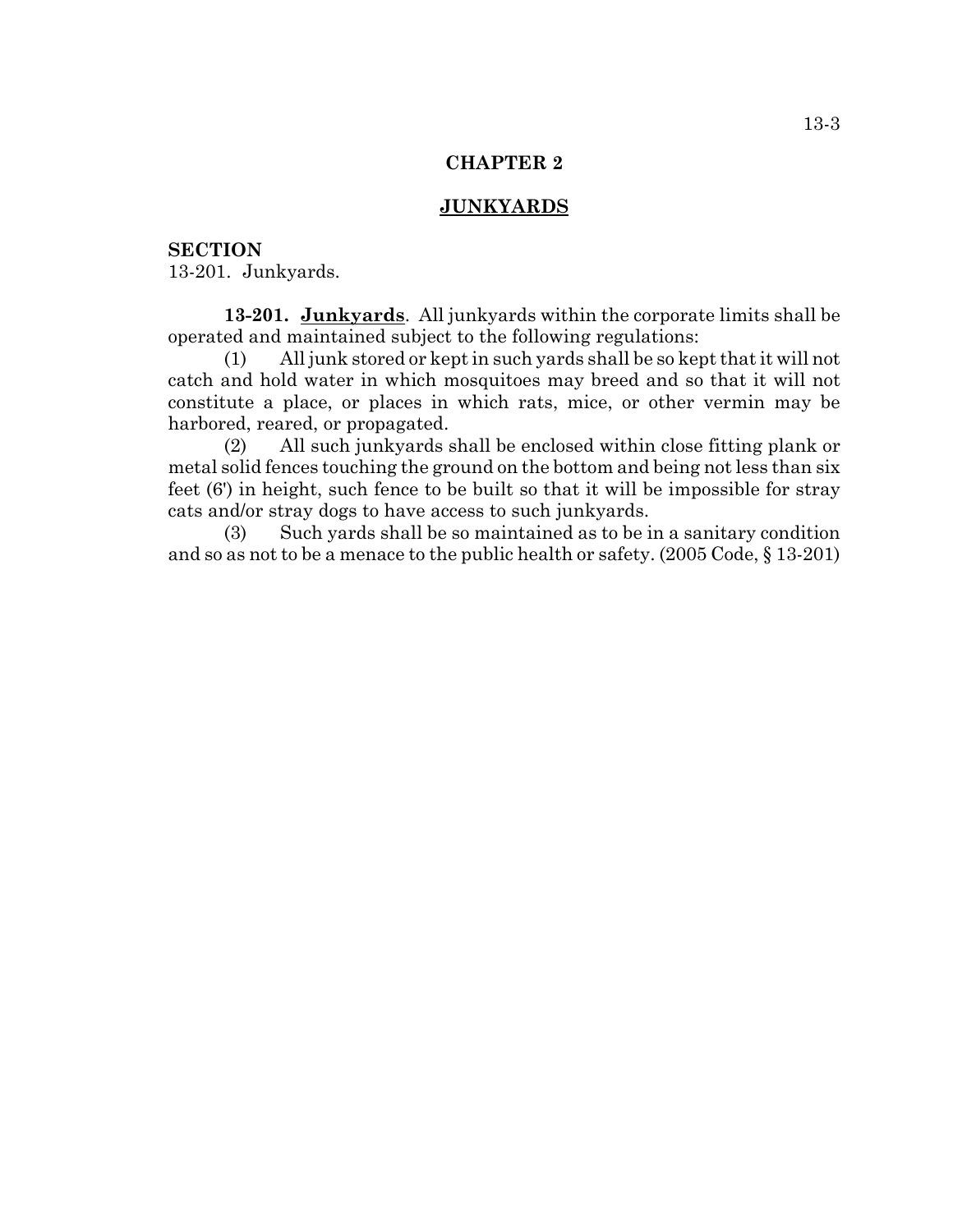# CHAPTER 2

## JUNKYARDS

**SECTION**
13-201. Junkyards.

**13-201. <u>Junkyards</u>**. All junkyards within the corporate limits shall be operated and maintained subject to the following regulations:

(1) All junk stored or kept in such yards shall be so kept that it will not catch and hold water in which mosquitoes may breed and so that it will not constitute a place, or places in which rats, mice, or other vermin may be harbored, reared, or propagated.

(2) All such junkyards shall be enclosed within close fitting plank or metal solid fences touching the ground on the bottom and being not less than six feet (6') in height, such fence to be built so that it will be impossible for stray cats and/or stray dogs to have access to such junkyards.

(3) Such yards shall be so maintained as to be in a sanitary condition and so as not to be a menace to the public health or safety. (2005 Code, § 13-201)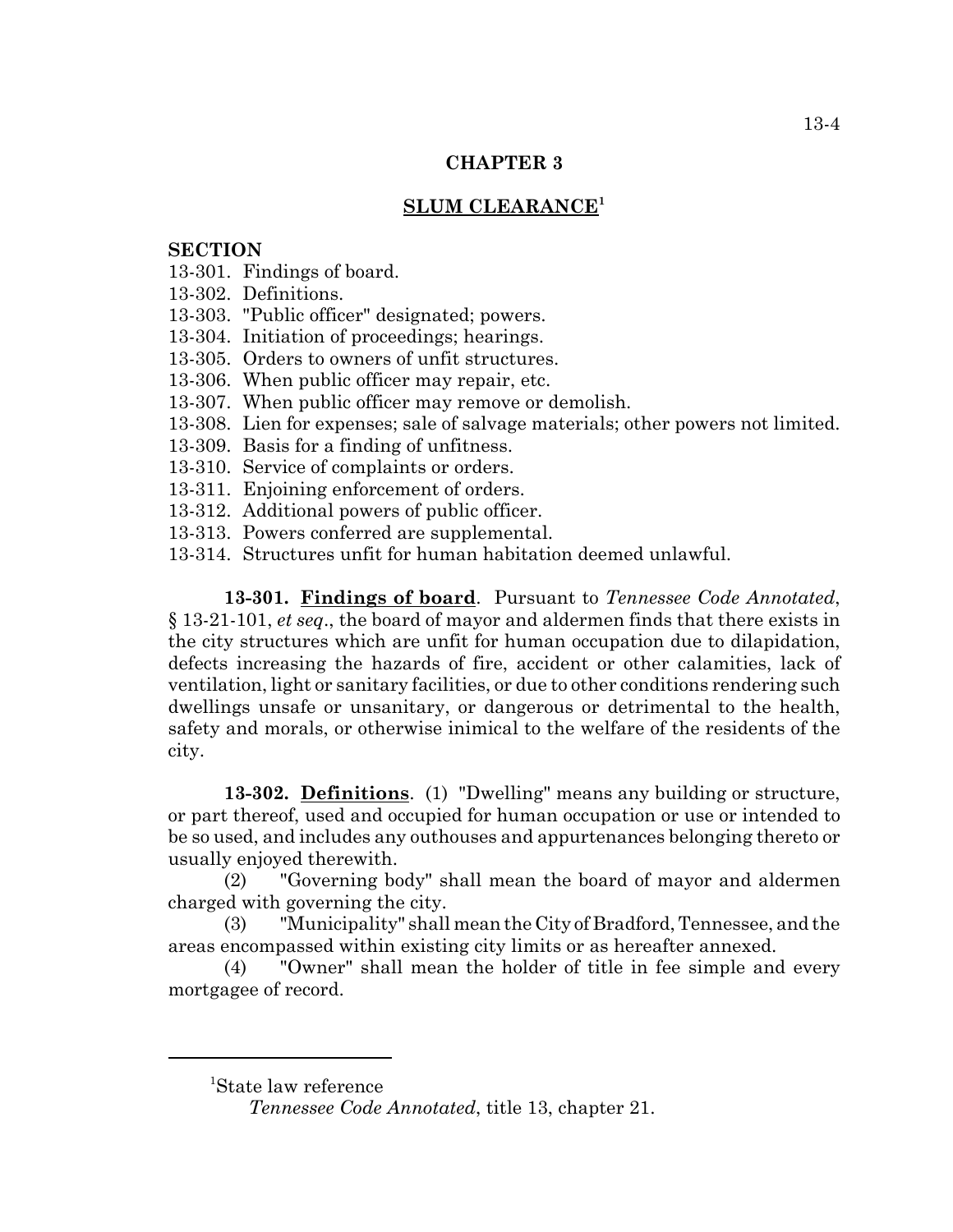# CHAPTER 3

## SLUM CLEARANCE[1]

**SECTION**

13-301. Findings of board.
13-302. Definitions.
13-303. "Public officer" designated; powers.
13-304. Initiation of proceedings; hearings.
13-305. Orders to owners of unfit structures.
13-306. When public officer may repair, etc.
13-307. When public officer may remove or demolish.
13-308. Lien for expenses; sale of salvage materials; other powers not limited.
13-309. Basis for a finding of unfitness.
13-310. Service of complaints or orders.
13-311. Enjoining enforcement of orders.
13-312. Additional powers of public officer.
13-313. Powers conferred are supplemental.
13-314. Structures unfit for human habitation deemed unlawful.

**13-301. Findings of board**. Pursuant to *Tennessee Code Annotated*, § 13-21-101, *et seq*., the board of mayor and aldermen finds that there exists in the city structures which are unfit for human occupation due to dilapidation, defects increasing the hazards of fire, accident or other calamities, lack of ventilation, light or sanitary facilities, or due to other conditions rendering such dwellings unsafe or unsanitary, or dangerous or detrimental to the health, safety and morals, or otherwise inimical to the welfare of the residents of the city.

**13-302. Definitions**. (1) "Dwelling" means any building or structure, or part thereof, used and occupied for human occupation or use or intended to be so used, and includes any outhouses and appurtenances belonging thereto or usually enjoyed therewith.

(2) "Governing body" shall mean the board of mayor and aldermen charged with governing the city.

(3) "Municipality" shall mean the City of Bradford, Tennessee, and the areas encompassed within existing city limits or as hereafter annexed.

(4) "Owner" shall mean the holder of title in fee simple and every mortgagee of record.

---

[1]State law reference

*Tennessee Code Annotated*, title 13, chapter 21.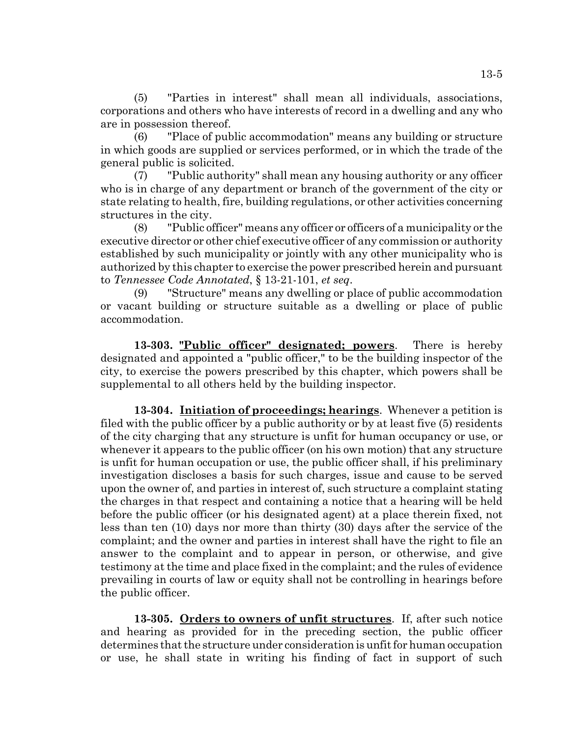(5) "Parties in interest" shall mean all individuals, associations, corporations and others who have interests of record in a dwelling and any who are in possession thereof.

(6) "Place of public accommodation" means any building or structure in which goods are supplied or services performed, or in which the trade of the general public is solicited.

(7) "Public authority" shall mean any housing authority or any officer who is in charge of any department or branch of the government of the city or state relating to health, fire, building regulations, or other activities concerning structures in the city.

(8) "Public officer" means any officer or officers of a municipality or the executive director or other chief executive officer of any commission or authority established by such municipality or jointly with any other municipality who is authorized by this chapter to exercise the power prescribed herein and pursuant to *Tennessee Code Annotated*, § 13-21-101, *et seq*.

(9) "Structure" means any dwelling or place of public accommodation or vacant building or structure suitable as a dwelling or place of public accommodation.

**13-303. "Public officer" designated; powers**. There is hereby designated and appointed a "public officer," to be the building inspector of the city, to exercise the powers prescribed by this chapter, which powers shall be supplemental to all others held by the building inspector.

**13-304. Initiation of proceedings; hearings**. Whenever a petition is filed with the public officer by a public authority or by at least five (5) residents of the city charging that any structure is unfit for human occupancy or use, or whenever it appears to the public officer (on his own motion) that any structure is unfit for human occupation or use, the public officer shall, if his preliminary investigation discloses a basis for such charges, issue and cause to be served upon the owner of, and parties in interest of, such structure a complaint stating the charges in that respect and containing a notice that a hearing will be held before the public officer (or his designated agent) at a place therein fixed, not less than ten (10) days nor more than thirty (30) days after the service of the complaint; and the owner and parties in interest shall have the right to file an answer to the complaint and to appear in person, or otherwise, and give testimony at the time and place fixed in the complaint; and the rules of evidence prevailing in courts of law or equity shall not be controlling in hearings before the public officer.

**13-305. Orders to owners of unfit structures**. If, after such notice and hearing as provided for in the preceding section, the public officer determines that the structure under consideration is unfit for human occupation or use, he shall state in writing his finding of fact in support of such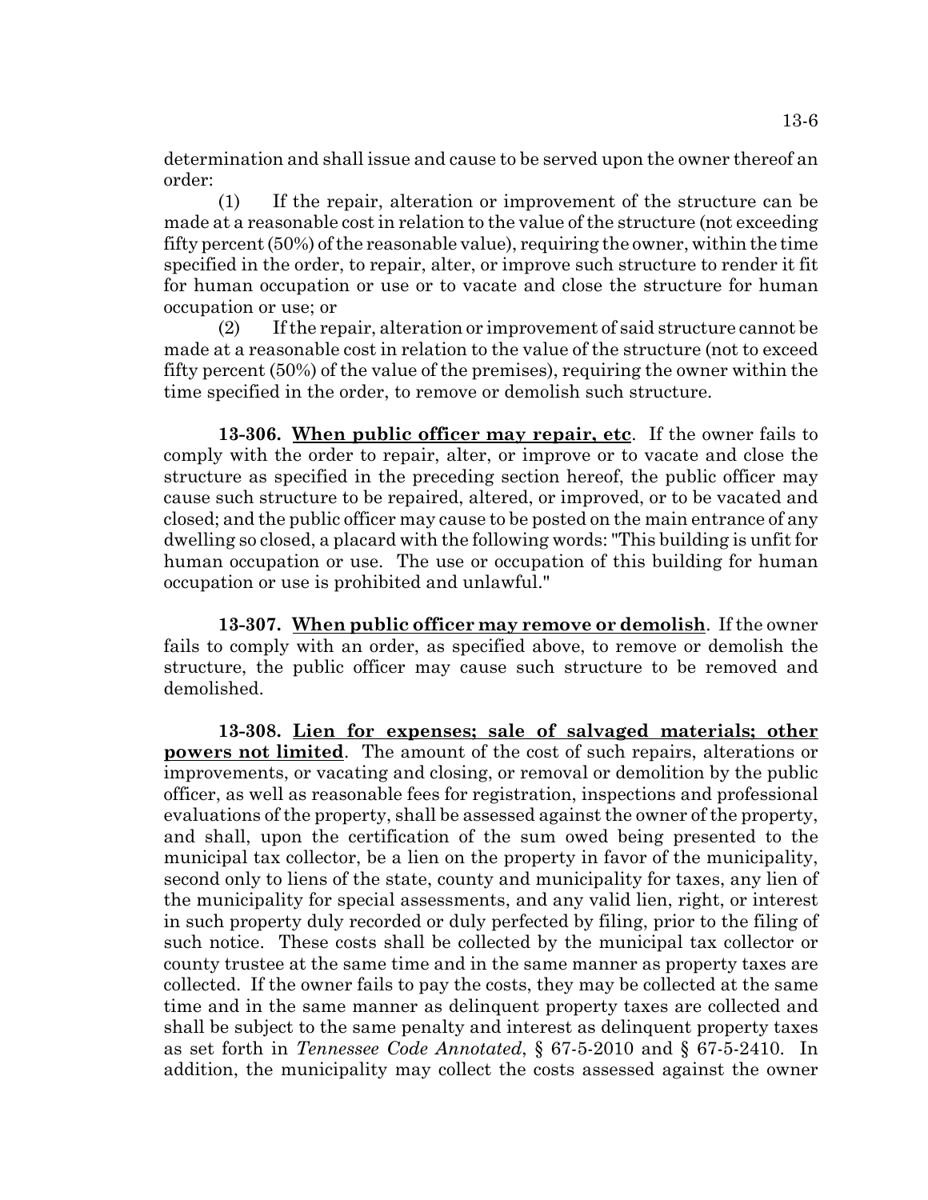determination and shall issue and cause to be served upon the owner thereof an order:

(1) If the repair, alteration or improvement of the structure can be made at a reasonable cost in relation to the value of the structure (not exceeding fifty percent (50%) of the reasonable value), requiring the owner, within the time specified in the order, to repair, alter, or improve such structure to render it fit for human occupation or use or to vacate and close the structure for human occupation or use; or

(2) If the repair, alteration or improvement of said structure cannot be made at a reasonable cost in relation to the value of the structure (not to exceed fifty percent (50%) of the value of the premises), requiring the owner within the time specified in the order, to remove or demolish such structure.

**13-306. When public officer may repair, etc.** If the owner fails to comply with the order to repair, alter, or improve or to vacate and close the structure as specified in the preceding section hereof, the public officer may cause such structure to be repaired, altered, or improved, or to be vacated and closed; and the public officer may cause to be posted on the main entrance of any dwelling so closed, a placard with the following words: "This building is unfit for human occupation or use. The use or occupation of this building for human occupation or use is prohibited and unlawful."

**13-307. When public officer may remove or demolish.** If the owner fails to comply with an order, as specified above, to remove or demolish the structure, the public officer may cause such structure to be removed and demolished.

**13-308. Lien for expenses; sale of salvaged materials; other powers not limited.** The amount of the cost of such repairs, alterations or improvements, or vacating and closing, or removal or demolition by the public officer, as well as reasonable fees for registration, inspections and professional evaluations of the property, shall be assessed against the owner of the property, and shall, upon the certification of the sum owed being presented to the municipal tax collector, be a lien on the property in favor of the municipality, second only to liens of the state, county and municipality for taxes, any lien of the municipality for special assessments, and any valid lien, right, or interest in such property duly recorded or duly perfected by filing, prior to the filing of such notice. These costs shall be collected by the municipal tax collector or county trustee at the same time and in the same manner as property taxes are collected. If the owner fails to pay the costs, they may be collected at the same time and in the same manner as delinquent property taxes are collected and shall be subject to the same penalty and interest as delinquent property taxes as set forth in *Tennessee Code Annotated*, § 67-5-2010 and § 67-5-2410. In addition, the municipality may collect the costs assessed against the owner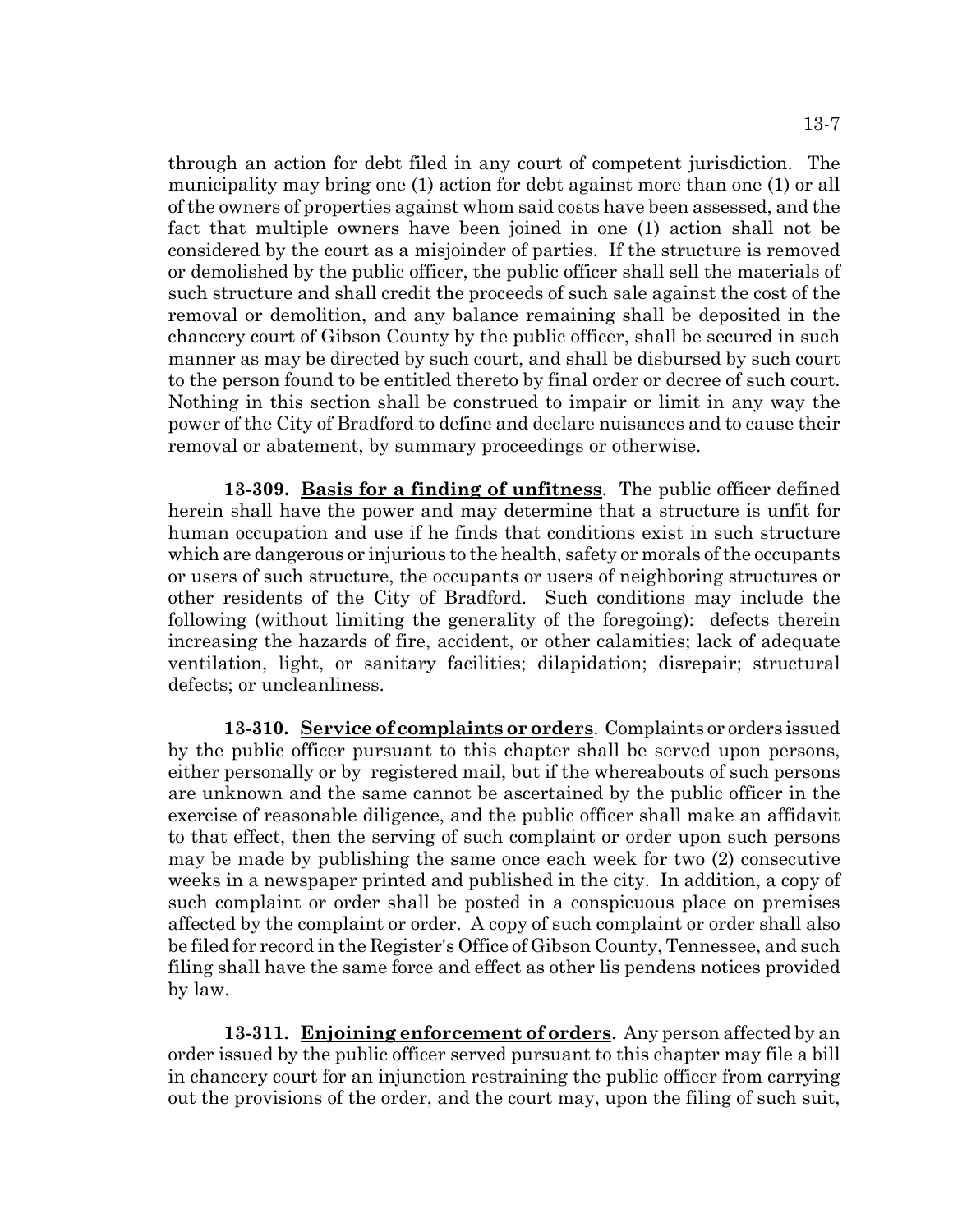through an action for debt filed in any court of competent jurisdiction. The municipality may bring one (1) action for debt against more than one (1) or all of the owners of properties against whom said costs have been assessed, and the fact that multiple owners have been joined in one (1) action shall not be considered by the court as a misjoinder of parties. If the structure is removed or demolished by the public officer, the public officer shall sell the materials of such structure and shall credit the proceeds of such sale against the cost of the removal or demolition, and any balance remaining shall be deposited in the chancery court of Gibson County by the public officer, shall be secured in such manner as may be directed by such court, and shall be disbursed by such court to the person found to be entitled thereto by final order or decree of such court. Nothing in this section shall be construed to impair or limit in any way the power of the City of Bradford to define and declare nuisances and to cause their removal or abatement, by summary proceedings or otherwise.

**13-309. Basis for a finding of unfitness**. The public officer defined herein shall have the power and may determine that a structure is unfit for human occupation and use if he finds that conditions exist in such structure which are dangerous or injurious to the health, safety or morals of the occupants or users of such structure, the occupants or users of neighboring structures or other residents of the City of Bradford. Such conditions may include the following (without limiting the generality of the foregoing): defects therein increasing the hazards of fire, accident, or other calamities; lack of adequate ventilation, light, or sanitary facilities; dilapidation; disrepair; structural defects; or uncleanliness.

**13-310. Service of complaints or orders**. Complaints or orders issued by the public officer pursuant to this chapter shall be served upon persons, either personally or by registered mail, but if the whereabouts of such persons are unknown and the same cannot be ascertained by the public officer in the exercise of reasonable diligence, and the public officer shall make an affidavit to that effect, then the serving of such complaint or order upon such persons may be made by publishing the same once each week for two (2) consecutive weeks in a newspaper printed and published in the city. In addition, a copy of such complaint or order shall be posted in a conspicuous place on premises affected by the complaint or order. A copy of such complaint or order shall also be filed for record in the Register's Office of Gibson County, Tennessee, and such filing shall have the same force and effect as other lis pendens notices provided by law.

**13-311. Enjoining enforcement of orders**. Any person affected by an order issued by the public officer served pursuant to this chapter may file a bill in chancery court for an injunction restraining the public officer from carrying out the provisions of the order, and the court may, upon the filing of such suit,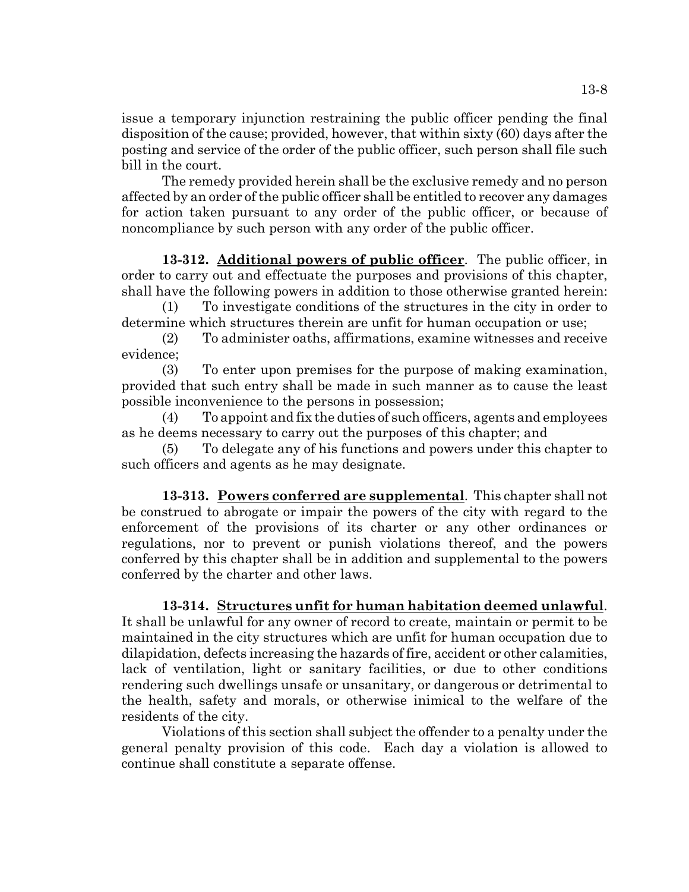issue a temporary injunction restraining the public officer pending the final disposition of the cause; provided, however, that within sixty (60) days after the posting and service of the order of the public officer, such person shall file such bill in the court.

The remedy provided herein shall be the exclusive remedy and no person affected by an order of the public officer shall be entitled to recover any damages for action taken pursuant to any order of the public officer, or because of noncompliance by such person with any order of the public officer.

**13-312. Additional powers of public officer**. The public officer, in order to carry out and effectuate the purposes and provisions of this chapter, shall have the following powers in addition to those otherwise granted herein:

(1) To investigate conditions of the structures in the city in order to determine which structures therein are unfit for human occupation or use;

(2) To administer oaths, affirmations, examine witnesses and receive evidence;

(3) To enter upon premises for the purpose of making examination, provided that such entry shall be made in such manner as to cause the least possible inconvenience to the persons in possession;

(4) To appoint and fix the duties of such officers, agents and employees as he deems necessary to carry out the purposes of this chapter; and

(5) To delegate any of his functions and powers under this chapter to such officers and agents as he may designate.

**13-313. Powers conferred are supplemental**. This chapter shall not be construed to abrogate or impair the powers of the city with regard to the enforcement of the provisions of its charter or any other ordinances or regulations, nor to prevent or punish violations thereof, and the powers conferred by this chapter shall be in addition and supplemental to the powers conferred by the charter and other laws.

**13-314. Structures unfit for human habitation deemed unlawful**. It shall be unlawful for any owner of record to create, maintain or permit to be maintained in the city structures which are unfit for human occupation due to dilapidation, defects increasing the hazards of fire, accident or other calamities, lack of ventilation, light or sanitary facilities, or due to other conditions rendering such dwellings unsafe or unsanitary, or dangerous or detrimental to the health, safety and morals, or otherwise inimical to the welfare of the residents of the city.

Violations of this section shall subject the offender to a penalty under the general penalty provision of this code. Each day a violation is allowed to continue shall constitute a separate offense.